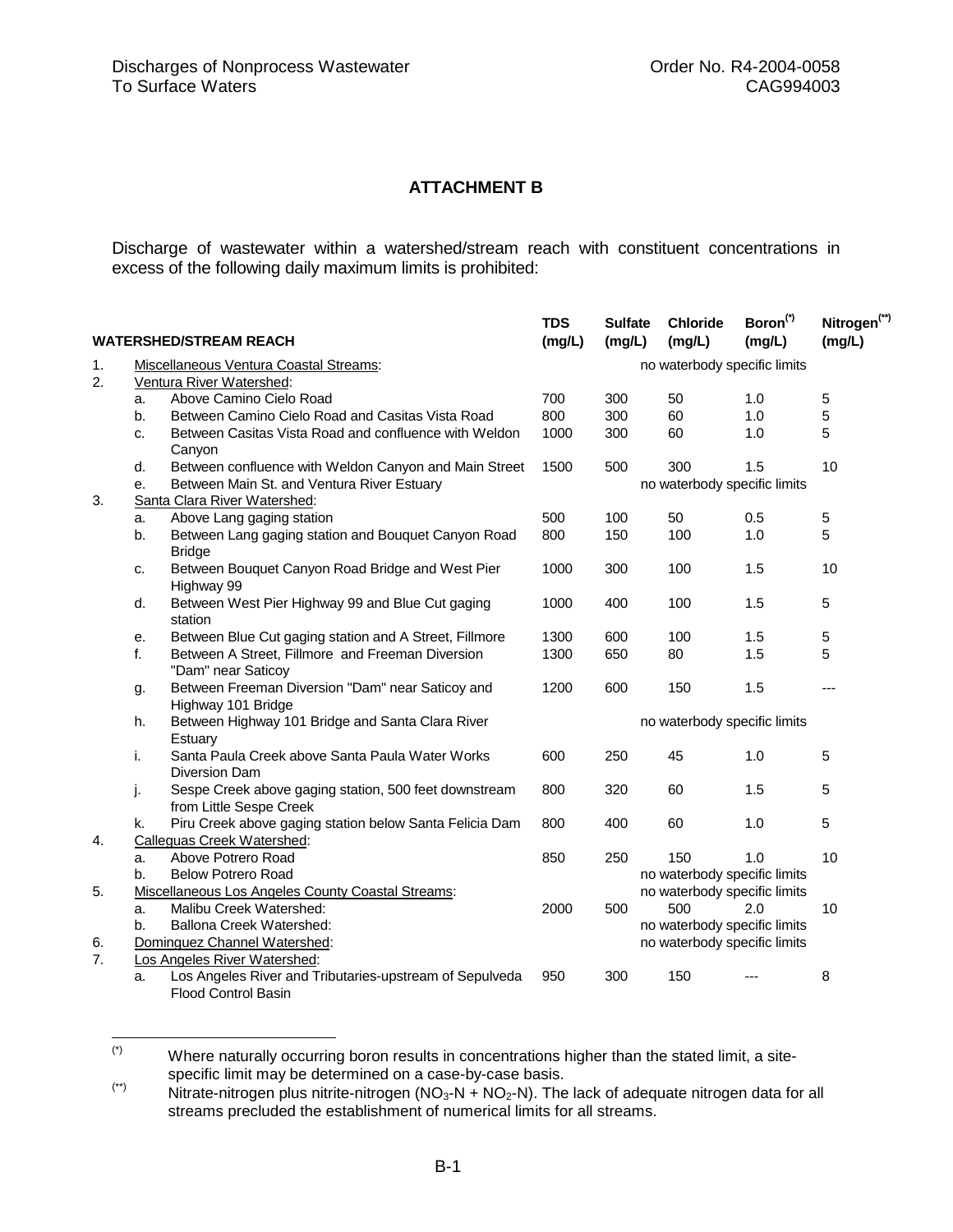## ATTACHMENT B

Discharge of wastewater within a watershed/stream reach with constituent concentrations in excess of the following daily maximum limits is prohibited:

| | | WATERSHED/STREAM REACH | TDS (mg/L) | Sulfate (mg/L) | Chloride (mg/L) | Boron[(*)] (mg/L) | Nitrogen[(**)] (mg/L) |
|---|---|---|---|---|---|---|---|
| 1. | | Miscellaneous Ventura Coastal Streams: | no waterbody specific limits | | | | |
| 2. | | Ventura River Watershed: | | | | | |
| | a. | Above Camino Cielo Road | 700 | 300 | 50 | 1.0 | 5 |
| | b. | Between Camino Cielo Road and Casitas Vista Road | 800 | 300 | 60 | 1.0 | 5 |
| | c. | Between Casitas Vista Road and confluence with Weldon Canyon | 1000 | 300 | 60 | 1.0 | 5 |
| | d. | Between confluence with Weldon Canyon and Main Street | 1500 | 500 | 300 | 1.5 | 10 |
| | e. | Between Main St. and Ventura River Estuary | no waterbody specific limits | | | | |
| 3. | | Santa Clara River Watershed: | | | | | |
| | a. | Above Lang gaging station | 500 | 100 | 50 | 0.5 | 5 |
| | b. | Between Lang gaging station and Bouquet Canyon Road Bridge | 800 | 150 | 100 | 1.0 | 5 |
| | c. | Between Bouquet Canyon Road Bridge and West Pier Highway 99 | 1000 | 300 | 100 | 1.5 | 10 |
| | d. | Between West Pier Highway 99 and Blue Cut gaging station | 1000 | 400 | 100 | 1.5 | 5 |
| | e. | Between Blue Cut gaging station and A Street, Fillmore | 1300 | 600 | 100 | 1.5 | 5 |
| | f. | Between A Street, Fillmore and Freeman Diversion "Dam" near Saticoy | 1300 | 650 | 80 | 1.5 | 5 |
| | g. | Between Freeman Diversion "Dam" near Saticoy and Highway 101 Bridge | 1200 | 600 | 150 | 1.5 | --- |
| | h. | Between Highway 101 Bridge and Santa Clara River Estuary | no waterbody specific limits | | | | |
| | i. | Santa Paula Creek above Santa Paula Water Works Diversion Dam | 600 | 250 | 45 | 1.0 | 5 |
| | j. | Sespe Creek above gaging station, 500 feet downstream from Little Sespe Creek | 800 | 320 | 60 | 1.5 | 5 |
| | k. | Piru Creek above gaging station below Santa Felicia Dam | 800 | 400 | 60 | 1.0 | 5 |
| 4. | | Calleguas Creek Watershed: | | | | | |
| | a. | Above Potrero Road | 850 | 250 | 150 | 1.0 | 10 |
| | b. | Below Potrero Road | no waterbody specific limits | | | | |
| 5. | | Miscellaneous Los Angeles County Coastal Streams: | no waterbody specific limits | | | | |
| | a. | Malibu Creek Watershed: | 2000 | 500 | 500 | 2.0 | 10 |
| | b. | Ballona Creek Watershed: | no waterbody specific limits | | | | |
| 6. | | Dominguez Channel Watershed: | no waterbody specific limits | | | | |
| 7. | | Los Angeles River Watershed: | | | | | |
| | a. | Los Angeles River and Tributaries-upstream of Sepulveda Flood Control Basin | 950 | 300 | 150 | --- | 8 |

(*) Where naturally occurring boron results in concentrations higher than the stated limit, a site-specific limit may be determined on a case-by-case basis.

(**) Nitrate-nitrogen plus nitrite-nitrogen ($NO_3$-N + $NO_2$-N). The lack of adequate nitrogen data for all streams precluded the establishment of numerical limits for all streams.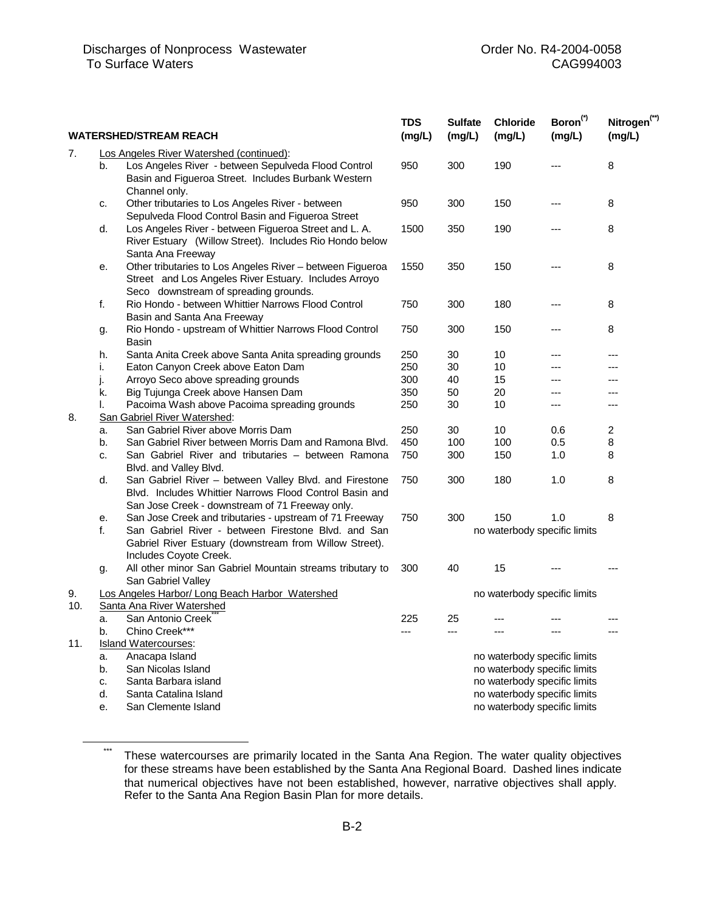| WATERSHED/STREAM REACH | | | TDS (mg/L) | Sulfate (mg/L) | Chloride (mg/L) | Boron[(*)] (mg/L) | Nitrogen[(**)] (mg/L) |
|---|---|---|---|---|---|---|---|
| 7. | | Los Angeles River Watershed (continued): | | | | | |
| | b. | Los Angeles River - between Sepulveda Flood Control Basin and Figueroa Street. Includes Burbank Western Channel only. | 950 | 300 | 190 | --- | 8 |
| | c. | Other tributaries to Los Angeles River - between Sepulveda Flood Control Basin and Figueroa Street | 950 | 300 | 150 | --- | 8 |
| | d. | Los Angeles River - between Figueroa Street and L. A. River Estuary (Willow Street). Includes Rio Hondo below Santa Ana Freeway | 1500 | 350 | 190 | --- | 8 |
| | e. | Other tributaries to Los Angeles River – between Figueroa Street and Los Angeles River Estuary. Includes Arroyo Seco downstream of spreading grounds. | 1550 | 350 | 150 | --- | 8 |
| | f. | Rio Hondo - between Whittier Narrows Flood Control Basin and Santa Ana Freeway | 750 | 300 | 180 | --- | 8 |
| | g. | Rio Hondo - upstream of Whittier Narrows Flood Control Basin | 750 | 300 | 150 | --- | 8 |
| | h. | Santa Anita Creek above Santa Anita spreading grounds | 250 | 30 | 10 | --- | --- |
| | i. | Eaton Canyon Creek above Eaton Dam | 250 | 30 | 10 | --- | --- |
| | j. | Arroyo Seco above spreading grounds | 300 | 40 | 15 | --- | --- |
| | k. | Big Tujunga Creek above Hansen Dam | 350 | 50 | 20 | --- | --- |
| | l. | Pacoima Wash above Pacoima spreading grounds | 250 | 30 | 10 | --- | --- |
| 8. | | San Gabriel River Watershed: | | | | | |
| | a. | San Gabriel River above Morris Dam | 250 | 30 | 10 | 0.6 | 2 |
| | b. | San Gabriel River between Morris Dam and Ramona Blvd. | 450 | 100 | 100 | 0.5 | 8 |
| | c. | San Gabriel River and tributaries – between Ramona Blvd. and Valley Blvd. | 750 | 300 | 150 | 1.0 | 8 |
| | d. | San Gabriel River – between Valley Blvd. and Firestone Blvd. Includes Whittier Narrows Flood Control Basin and San Jose Creek - downstream of 71 Freeway only. | 750 | 300 | 180 | 1.0 | 8 |
| | e. | San Jose Creek and tributaries - upstream of 71 Freeway | 750 | 300 | 150 | 1.0 | 8 |
| | f. | San Gabriel River - between Firestone Blvd. and San Gabriel River Estuary (downstream from Willow Street). Includes Coyote Creek. | | | no waterbody specific limits | | |
| | g. | All other minor San Gabriel Mountain streams tributary to San Gabriel Valley | 300 | 40 | 15 | --- | --- |
| 9. | | Los Angeles Harbor/ Long Beach Harbor Watershed | | | no waterbody specific limits | | |
| 10. | | Santa Ana River Watershed | | | | | |
| | a. | San Antonio Creek*** | 225 | 25 | --- | --- | --- |
| | b. | Chino Creek*** | --- | --- | --- | --- | --- |
| 11. | | Island Watercourses: | | | | | |
| | a. | Anacapa Island | | | no waterbody specific limits | | |
| | b. | San Nicolas Island | | | no waterbody specific limits | | |
| | c. | Santa Barbara island | | | no waterbody specific limits | | |
| | d. | Santa Catalina Island | | | no waterbody specific limits | | |
| | e. | San Clemente Island | | | no waterbody specific limits | | |

*** These watercourses are primarily located in the Santa Ana Region. The water quality objectives for these streams have been established by the Santa Ana Regional Board. Dashed lines indicate that numerical objectives have not been established, however, narrative objectives shall apply. Refer to the Santa Ana Region Basin Plan for more details.